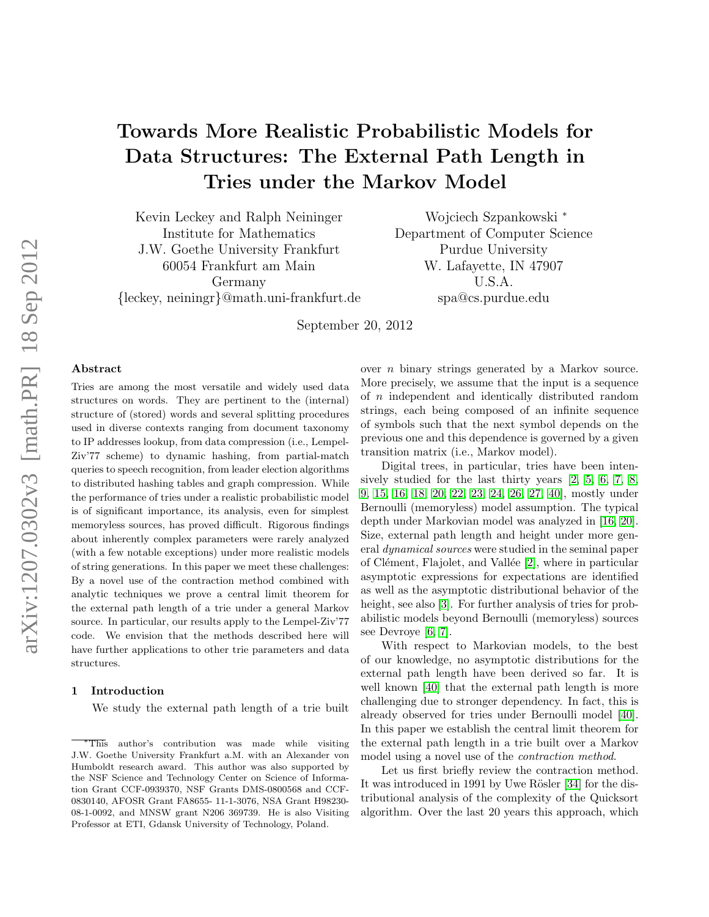# Towards More Realistic Probabilistic Models for Data Structures: The External Path Length in Tries under the Markov Model

Kevin Leckey and Ralph Neininger
Institute for Mathematics
J.W. Goethe University Frankfurt
60054 Frankfurt am Main
Germany
{leckey, neiningr}@math.uni-frankfurt.de

Wojciech Szpankowski *
Department of Computer Science
Purdue University
W. Lafayette, IN 47907
U.S.A.
spa@cs.purdue.edu

September 20, 2012

## Abstract

Tries are among the most versatile and widely used data structures on words. They are pertinent to the (internal) structure of (stored) words and several splitting procedures used in diverse contexts ranging from document taxonomy to IP addresses lookup, from data compression (i.e., Lempel-Ziv'77 scheme) to dynamic hashing, from partial-match queries to speech recognition, from leader election algorithms to distributed hashing tables and graph compression. While the performance of tries under a realistic probabilistic model is of significant importance, its analysis, even for simplest memoryless sources, has proved difficult. Rigorous findings about inherently complex parameters were rarely analyzed (with a few notable exceptions) under more realistic models of string generations. In this paper we meet these challenges: By a novel use of the contraction method combined with analytic techniques we prove a central limit theorem for the external path length of a trie under a general Markov source. In particular, our results apply to the Lempel-Ziv'77 code. We envision that the methods described here will have further applications to other trie parameters and data structures.

## 1 Introduction

We study the external path length of a trie built over $n$ binary strings generated by a Markov source. More precisely, we assume that the input is a sequence of $n$ independent and identically distributed random strings, each being composed of an infinite sequence of symbols such that the next symbol depends on the previous one and this dependence is governed by a given transition matrix (i.e., Markov model).

Digital trees, in particular, tries have been intensively studied for the last thirty years [2, 5, 6, 7, 8, 9, 15, 16, 18, 20, 22, 23, 24, 26, 27, 40], mostly under Bernoulli (memoryless) model assumption. The typical depth under Markovian model was analyzed in [16, 20]. Size, external path length and height under more general *dynamical sources* were studied in the seminal paper of Clément, Flajolet, and Vallée [2], where in particular asymptotic expressions for expectations are identified as well as the asymptotic distributional behavior of the height, see also [3]. For further analysis of tries for probabilistic models beyond Bernoulli (memoryless) sources see Devroye [6, 7].

With respect to Markovian models, to the best of our knowledge, no asymptotic distributions for the external path length have been derived so far. It is well known [40] that the external path length is more challenging due to stronger dependency. In fact, this is already observed for tries under Bernoulli model [40]. In this paper we establish the central limit theorem for the external path length in a trie built over a Markov model using a novel use of the *contraction method*.

Let us first briefly review the contraction method. It was introduced in 1991 by Uwe Rösler [34] for the distributional analysis of the complexity of the Quicksort algorithm. Over the last 20 years this approach, which

*This author's contribution was made while visiting J.W. Goethe University Frankfurt a.M. with an Alexander von Humboldt research award. This author was also supported by the NSF Science and Technology Center on Science of Information Grant CCF-0939370, NSF Grants DMS-0800568 and CCF-0830140, AFOSR Grant FA8655- 11-1-3076, NSA Grant H98230-08-1-0092, and MNSW grant N206 369739. He is also Visiting Professor at ETI, Gdansk University of Technology, Poland.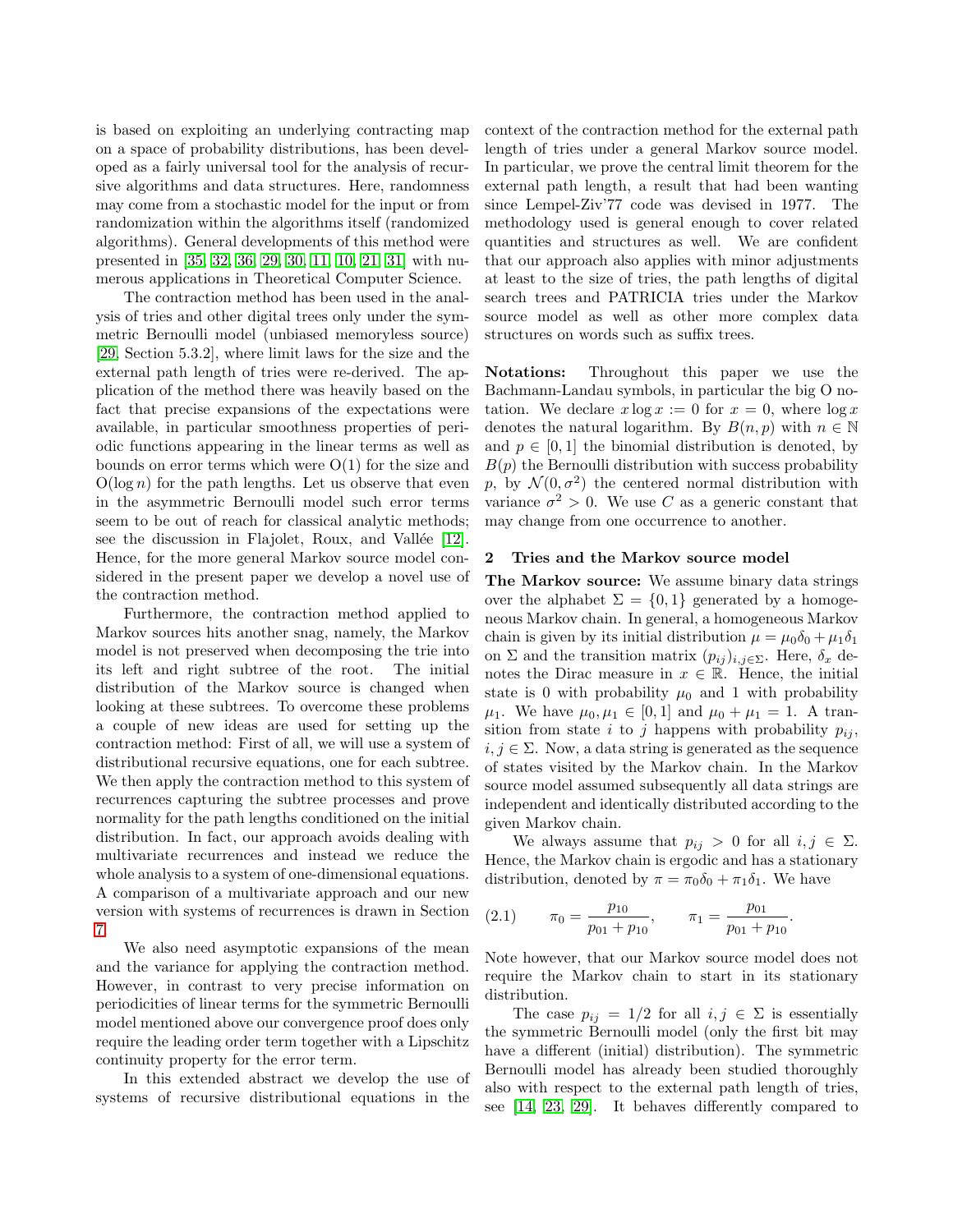is based on exploiting an underlying contracting map on a space of probability distributions, has been developed as a fairly universal tool for the analysis of recursive algorithms and data structures. Here, randomness may come from a stochastic model for the input or from randomization within the algorithms itself (randomized algorithms). General developments of this method were presented in [35, 32, 36, 29, 30, 11, 10, 21, 31] with numerous applications in Theoretical Computer Science.

The contraction method has been used in the analysis of tries and other digital trees only under the symmetric Bernoulli model (unbiased memoryless source) [29, Section 5.3.2], where limit laws for the size and the external path length of tries were re-derived. The application of the method there was heavily based on the fact that precise expansions of the expectations were available, in particular smoothness properties of periodic functions appearing in the linear terms as well as bounds on error terms which were $\mathrm{O}(1)$ for the size and $\mathrm{O}(\log n)$ for the path lengths. Let us observe that even in the asymmetric Bernoulli model such error terms seem to be out of reach for classical analytic methods; see the discussion in Flajolet, Roux, and Vallée [12]. Hence, for the more general Markov source model considered in the present paper we develop a novel use of the contraction method.

Furthermore, the contraction method applied to Markov sources hits another snag, namely, the Markov model is not preserved when decomposing the trie into its left and right subtree of the root. The initial distribution of the Markov source is changed when looking at these subtrees. To overcome these problems a couple of new ideas are used for setting up the contraction method: First of all, we will use a system of distributional recursive equations, one for each subtree. We then apply the contraction method to this system of recurrences capturing the subtree processes and prove normality for the path lengths conditioned on the initial distribution. In fact, our approach avoids dealing with multivariate recurrences and instead we reduce the whole analysis to a system of one-dimensional equations. A comparison of a multivariate approach and our new version with systems of recurrences is drawn in Section 7.

We also need asymptotic expansions of the mean and the variance for applying the contraction method. However, in contrast to very precise information on periodicities of linear terms for the symmetric Bernoulli model mentioned above our convergence proof does only require the leading order term together with a Lipschitz continuity property for the error term.

In this extended abstract we develop the use of systems of recursive distributional equations in the context of the contraction method for the external path length of tries under a general Markov source model. In particular, we prove the central limit theorem for the external path length, a result that had been wanting since Lempel-Ziv'77 code was devised in 1977. The methodology used is general enough to cover related quantities and structures as well. We are confident that our approach also applies with minor adjustments at least to the size of tries, the path lengths of digital search trees and PATRICIA tries under the Markov source model as well as other more complex data structures on words such as suffix trees.

**Notations:** Throughout this paper we use the Bachmann-Landau symbols, in particular the big O notation. We declare $x \log x := 0$ for $x = 0$, where $\log x$ denotes the natural logarithm. By $B(n, p)$ with $n \in \mathbb{N}$ and $p \in [0, 1]$ the binomial distribution is denoted, by $B(p)$ the Bernoulli distribution with success probability $p$, by $\mathcal{N}(0, \sigma^2)$ the centered normal distribution with variance $\sigma^2 > 0$. We use $C$ as a generic constant that may change from one occurrence to another.

## 2 Tries and the Markov source model

**The Markov source:** We assume binary data strings over the alphabet $\Sigma = \{0, 1\}$ generated by a homogeneous Markov chain. In general, a homogeneous Markov chain is given by its initial distribution $\mu = \mu_0 \delta_0 + \mu_1 \delta_1$ on $\Sigma$ and the transition matrix $(p_{ij})_{i,j \in \Sigma}$. Here, $\delta_x$ denotes the Dirac measure in $x \in \mathbb{R}$. Hence, the initial state is 0 with probability $\mu_0$ and 1 with probability $\mu_1$. We have $\mu_0, \mu_1 \in [0, 1]$ and $\mu_0 + \mu_1 = 1$. A transition from state $i$ to $j$ happens with probability $p_{ij}$, $i, j \in \Sigma$. Now, a data string is generated as the sequence of states visited by the Markov chain. In the Markov source model assumed subsequently all data strings are independent and identically distributed according to the given Markov chain.

We always assume that $p_{ij} > 0$ for all $i, j \in \Sigma$. Hence, the Markov chain is ergodic and has a stationary distribution, denoted by $\pi = \pi_0 \delta_0 + \pi_1 \delta_1$. We have

$$\pi_0 = \frac{p_{10}}{p_{01} + p_{10}}, \qquad \pi_1 = \frac{p_{01}}{p_{01} + p_{10}}. \tag{2.1}$$

Note however, that our Markov source model does not require the Markov chain to start in its stationary distribution.

The case $p_{ij} = 1/2$ for all $i, j \in \Sigma$ is essentially the symmetric Bernoulli model (only the first bit may have a different (initial) distribution). The symmetric Bernoulli model has already been studied thoroughly also with respect to the external path length of tries, see [14, 23, 29]. It behaves differently compared to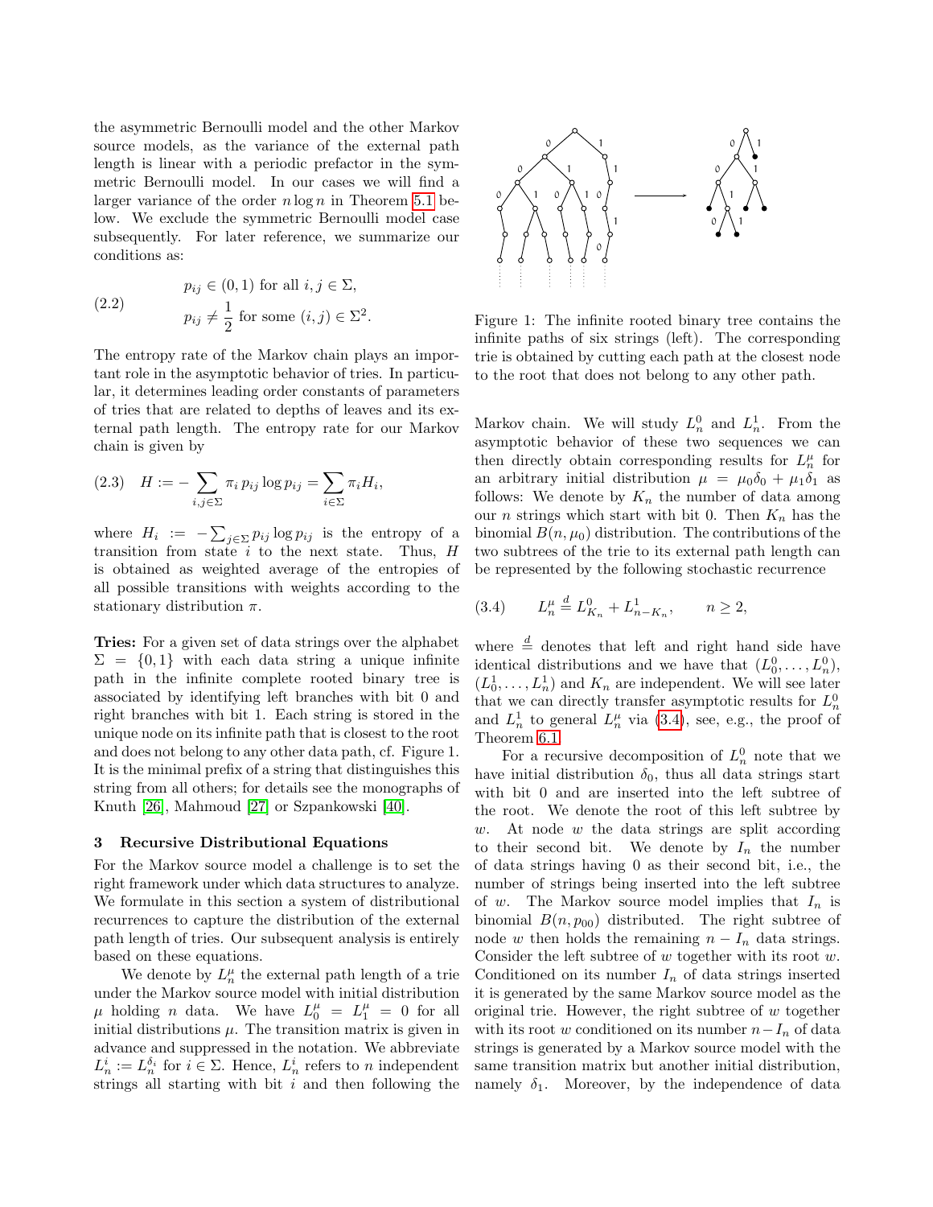the asymmetric Bernoulli model and the other Markov source models, as the variance of the external path length is linear with a periodic prefactor in the symmetric Bernoulli model. In our cases we will find a larger variance of the order $n \log n$ in Theorem 5.1 below. We exclude the symmetric Bernoulli model case subsequently. For later reference, we summarize our conditions as:

$$
\begin{aligned}
&p_{ij} \in (0,1) \text{ for all } i,j \in \Sigma, \\
&p_{ij} \neq \frac{1}{2} \text{ for some } (i,j) \in \Sigma^2.
\end{aligned}
\tag{2.2}
$$

The entropy rate of the Markov chain plays an important role in the asymptotic behavior of tries. In particular, it determines leading order constants of parameters of tries that are related to depths of leaves and its external path length. The entropy rate for our Markov chain is given by

$$
H := -\sum_{i,j\in\Sigma} \pi_i \, p_{ij} \log p_{ij} = \sum_{i\in\Sigma} \pi_i H_i, \tag{2.3}
$$

where $H_i := -\sum_{j\in\Sigma} p_{ij} \log p_{ij}$ is the entropy of a transition from state $i$ to the next state. Thus, $H$ is obtained as weighted average of the entropies of all possible transitions with weights according to the stationary distribution $\pi$.

**Tries:** For a given set of data strings over the alphabet $\Sigma = \{0,1\}$ with each data string a unique infinite path in the infinite complete rooted binary tree is associated by identifying left branches with bit 0 and right branches with bit 1. Each string is stored in the unique node on its infinite path that is closest to the root and does not belong to any other data path, cf. Figure 1. It is the minimal prefix of a string that distinguishes this string from all others; for details see the monographs of Knuth [26], Mahmoud [27] or Szpankowski [40].

Figure 1: The infinite rooted binary tree contains the infinite paths of six strings (left). The corresponding trie is obtained by cutting each path at the closest node to the root that does not belong to any other path.

## 3 Recursive Distributional Equations

For the Markov source model a challenge is to set the right framework under which data structures to analyze. We formulate in this section a system of distributional recurrences to capture the distribution of the external path length of tries. Our subsequent analysis is entirely based on these equations.

We denote by $L_n^\mu$ the external path length of a trie under the Markov source model with initial distribution $\mu$ holding $n$ data. We have $L_0^\mu = L_1^\mu = 0$ for all initial distributions $\mu$. The transition matrix is given in advance and suppressed in the notation. We abbreviate $L_n^i := L_n^{\delta_i}$ for $i \in \Sigma$. Hence, $L_n^i$ refers to $n$ independent strings all starting with bit $i$ and then following the Markov chain. We will study $L_n^0$ and $L_n^1$. From the asymptotic behavior of these two sequences we can then directly obtain corresponding results for $L_n^\mu$ for an arbitrary initial distribution $\mu = \mu_0\delta_0 + \mu_1\delta_1$ as follows: We denote by $K_n$ the number of data among our $n$ strings which start with bit 0. Then $K_n$ has the binomial $B(n,\mu_0)$ distribution. The contributions of the two subtrees of the trie to its external path length can be represented by the following stochastic recurrence

$$
L_n^\mu \stackrel{d}{=} L_{K_n}^0 + L_{n-K_n}^1, \qquad n \geq 2, \tag{3.4}
$$

where $\stackrel{d}{=}$ denotes that left and right hand side have identical distributions and we have that $(L_0^0,\ldots,L_n^0)$, $(L_0^1,\ldots,L_n^1)$ and $K_n$ are independent. We will see later that we can directly transfer asymptotic results for $L_n^0$ and $L_n^1$ to general $L_n^\mu$ via (3.4), see, e.g., the proof of Theorem 6.1.

For a recursive decomposition of $L_n^0$ note that we have initial distribution $\delta_0$, thus all data strings start with bit 0 and are inserted into the left subtree of the root. We denote the root of this left subtree by $w$. At node $w$ the data strings are split according to their second bit. We denote by $I_n$ the number of data strings having 0 as their second bit, i.e., the number of strings being inserted into the left subtree of $w$. The Markov source model implies that $I_n$ is binomial $B(n,p_{00})$ distributed. The right subtree of node $w$ then holds the remaining $n - I_n$ data strings. Consider the left subtree of $w$ together with its root $w$. Conditioned on its number $I_n$ of data strings inserted it is generated by the same Markov source model as the original trie. However, the right subtree of $w$ together with its root $w$ conditioned on its number $n - I_n$ of data strings is generated by a Markov source model with the same transition matrix but another initial distribution, namely $\delta_1$. Moreover, by the independence of data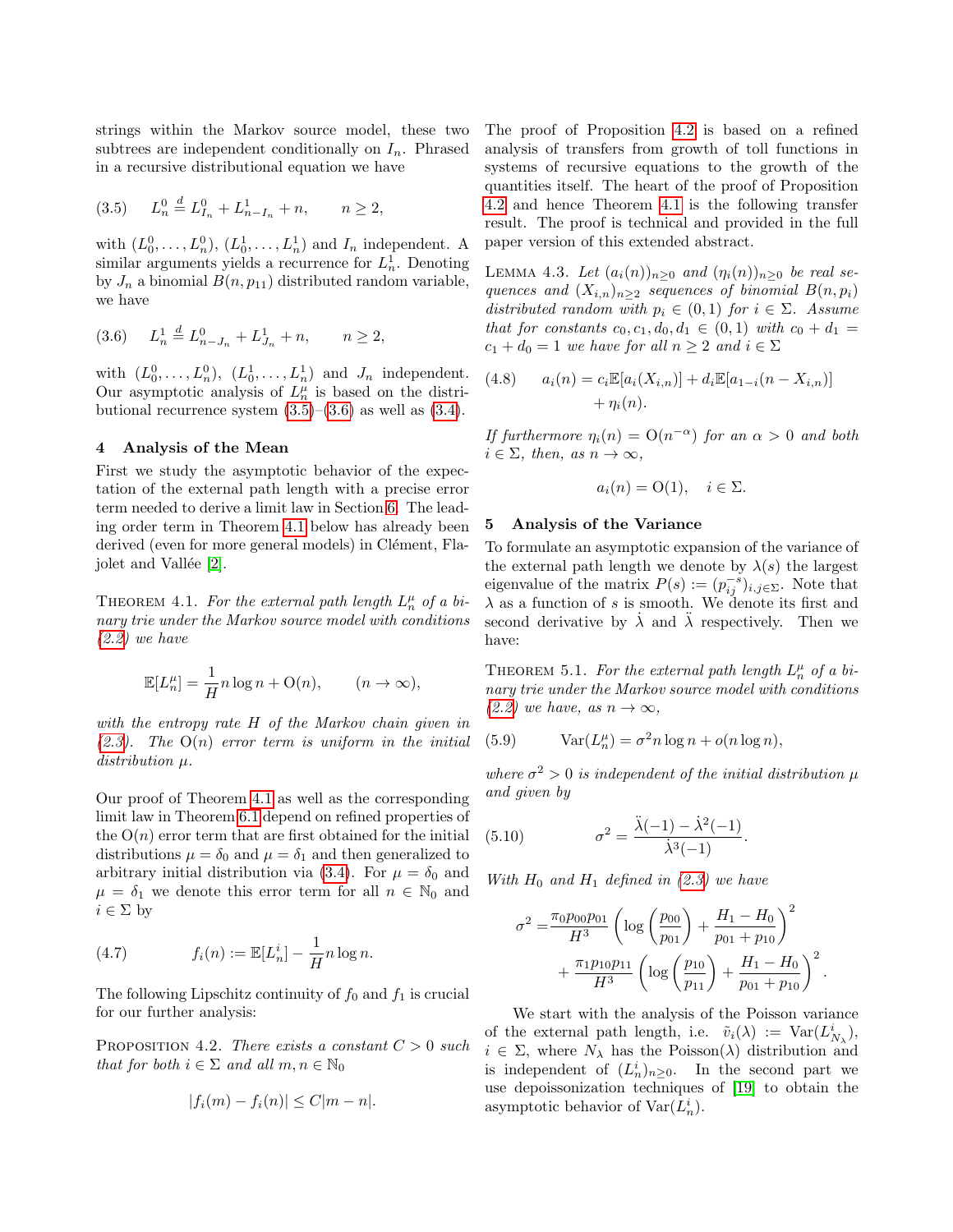strings within the Markov source model, these two subtrees are independent conditionally on $I_n$. Phrased in a recursive distributional equation we have

$$L_n^0 \stackrel{d}{=} L_{I_n}^0 + L_{n-I_n}^1 + n, \qquad n \geq 2, \tag{3.5}$$

with $(L_0^0, \ldots, L_n^0)$, $(L_0^1, \ldots, L_n^1)$ and $I_n$ independent. A similar arguments yields a recurrence for $L_n^1$. Denoting by $J_n$ a binomial $B(n, p_{11})$ distributed random variable, we have

$$L_n^1 \stackrel{d}{=} L_{n-J_n}^0 + L_{J_n}^1 + n, \qquad n \geq 2, \tag{3.6}$$

with $(L_0^0, \ldots, L_n^0)$, $(L_0^1, \ldots, L_n^1)$ and $J_n$ independent. Our asymptotic analysis of $L_n^\mu$ is based on the distributional recurrence system (3.5)–(3.6) as well as (3.4).

## 4 Analysis of the Mean

First we study the asymptotic behavior of the expectation of the external path length with a precise error term needed to derive a limit law in Section 6. The leading order term in Theorem 4.1 below has already been derived (even for more general models) in Clément, Flajolet and Vallée [2].

THEOREM 4.1. *For the external path length $L_n^\mu$ of a binary trie under the Markov source model with conditions (2.2) we have*

$$\mathbb{E}[L_n^\mu] = \frac{1}{H} n \log n + \mathrm{O}(n), \qquad (n \to \infty),$$

*with the entropy rate $H$ of the Markov chain given in (2.3). The $\mathrm{O}(n)$ error term is uniform in the initial distribution $\mu$.*

Our proof of Theorem 4.1 as well as the corresponding limit law in Theorem 6.1 depend on refined properties of the $\mathrm{O}(n)$ error term that are first obtained for the initial distributions $\mu = \delta_0$ and $\mu = \delta_1$ and then generalized to arbitrary initial distribution via (3.4). For $\mu = \delta_0$ and $\mu = \delta_1$ we denote this error term for all $n \in \mathbb{N}_0$ and $i \in \Sigma$ by

$$f_i(n) := \mathbb{E}[L_n^i] - \frac{1}{H} n \log n. \tag{4.7}$$

The following Lipschitz continuity of $f_0$ and $f_1$ is crucial for our further analysis:

PROPOSITION 4.2. *There exists a constant $C > 0$ such that for both $i \in \Sigma$ and all $m, n \in \mathbb{N}_0$*

$$|f_i(m) - f_i(n)| \leq C|m - n|.$$

The proof of Proposition 4.2 is based on a refined analysis of transfers from growth of toll functions in systems of recursive equations to the growth of the quantities itself. The heart of the proof of Proposition 4.2 and hence Theorem 4.1 is the following transfer result. The proof is technical and provided in the full paper version of this extended abstract.

LEMMA 4.3. *Let $(a_i(n))_{n\geq 0}$ and $(\eta_i(n))_{n\geq 0}$ be real sequences and $(X_{i,n})_{n\geq 2}$ sequences of binomial $B(n, p_i)$ distributed random with $p_i \in (0, 1)$ for $i \in \Sigma$. Assume that for constants $c_0, c_1, d_0, d_1 \in (0, 1)$ with $c_0 + d_1 = c_1 + d_0 = 1$ we have for all $n \geq 2$ and $i \in \Sigma$*

$$a_i(n) = c_i \mathbb{E}[a_i(X_{i,n})] + d_i \mathbb{E}[a_{1-i}(n - X_{i,n})] + \eta_i(n). \tag{4.8}$$

*If furthermore $\eta_i(n) = \mathrm{O}(n^{-\alpha})$ for an $\alpha > 0$ and both $i \in \Sigma$, then, as $n \to \infty$,*

$$a_i(n) = \mathrm{O}(1), \quad i \in \Sigma.$$

## 5 Analysis of the Variance

To formulate an asymptotic expansion of the variance of the external path length we denote by $\lambda(s)$ the largest eigenvalue of the matrix $P(s) := (p_{ij}^{-s})_{i,j\in\Sigma}$. Note that $\lambda$ as a function of $s$ is smooth. We denote its first and second derivative by $\dot{\lambda}$ and $\ddot{\lambda}$ respectively. Then we have:

THEOREM 5.1. *For the external path length $L_n^\mu$ of a binary trie under the Markov source model with conditions (2.2) we have, as $n \to \infty$,*

$$\mathrm{Var}(L_n^\mu) = \sigma^2 n \log n + o(n \log n), \tag{5.9}$$

*where $\sigma^2 > 0$ is independent of the initial distribution $\mu$ and given by*

$$\sigma^2 = \frac{\ddot{\lambda}(-1) - \dot{\lambda}^2(-1)}{\dot{\lambda}^3(-1)}. \tag{5.10}$$

*With $H_0$ and $H_1$ defined in (2.3) we have*

$$\sigma^2 = \frac{\pi_0 p_{00} p_{01}}{H^3} \left( \log\left(\frac{p_{00}}{p_{01}}\right) + \frac{H_1 - H_0}{p_{01} + p_{10}} \right)^2 + \frac{\pi_1 p_{10} p_{11}}{H^3} \left( \log\left(\frac{p_{10}}{p_{11}}\right) + \frac{H_1 - H_0}{p_{01} + p_{10}} \right)^2.$$

We start with the analysis of the Poisson variance of the external path length, i.e. $\tilde{v}_i(\lambda) := \mathrm{Var}(L_{N_\lambda}^i)$, $i \in \Sigma$, where $N_\lambda$ has the Poisson($\lambda$) distribution and is independent of $(L_n^i)_{n\geq 0}$. In the second part we use depoissonization techniques of [19] to obtain the asymptotic behavior of $\mathrm{Var}(L_n^i)$.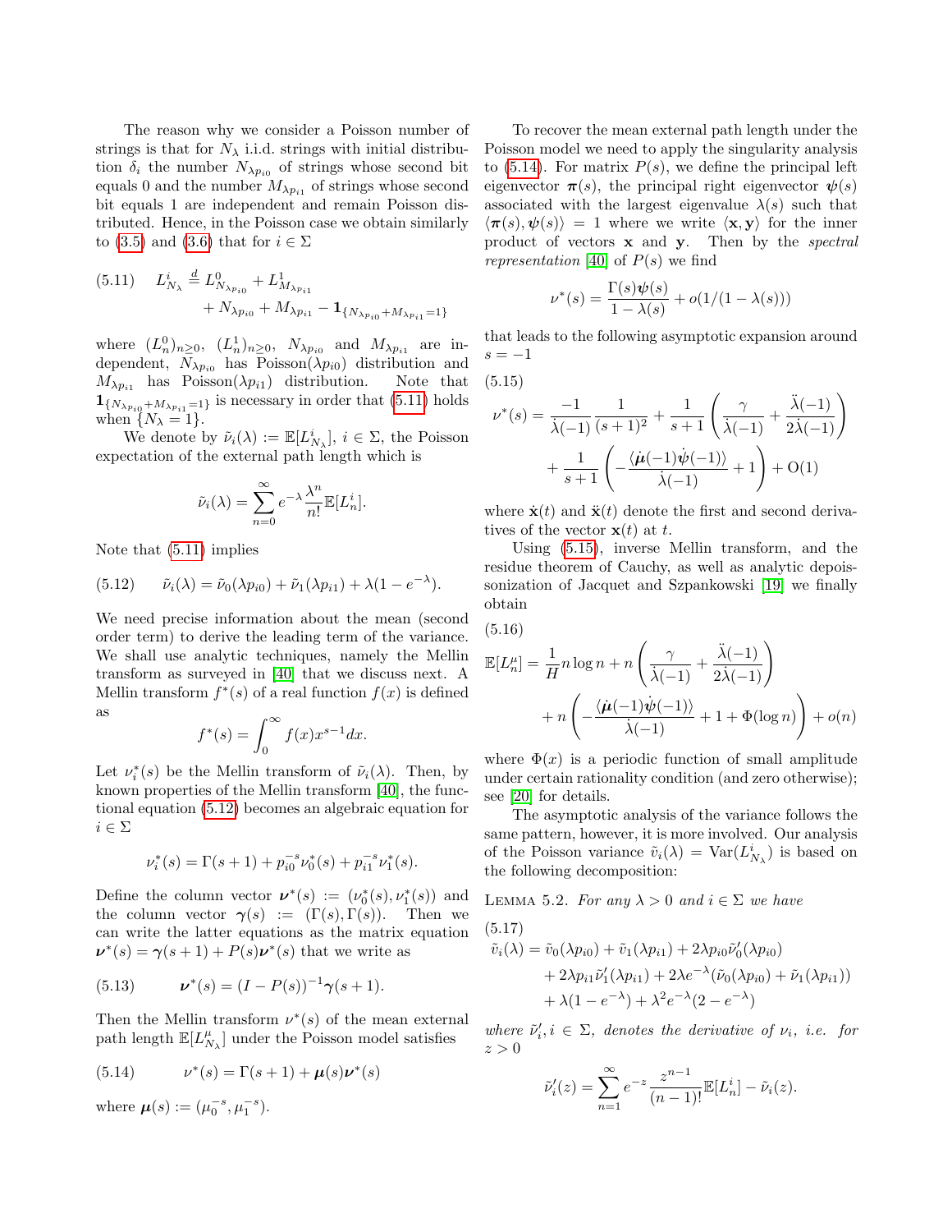The reason why we consider a Poisson number of strings is that for $N_\lambda$ i.i.d. strings with initial distribution $\delta_i$ the number $N_{\lambda p_{i0}}$ of strings whose second bit equals 0 and the number $M_{\lambda p_{i1}}$ of strings whose second bit equals 1 are independent and remain Poisson distributed. Hence, in the Poisson case we obtain similarly to (3.5) and (3.6) that for $i \in \Sigma$

$$(5.11) \quad L^i_{N_\lambda} \overset{d}{=} L^0_{N_{\lambda p_{i0}}} + L^1_{M_{\lambda p_{i1}}} + N_{\lambda p_{i0}} + M_{\lambda p_{i1}} - \mathbf{1}_{\{N_{\lambda p_{i0}} + M_{\lambda p_{i1}} = 1\}}$$

where $(L^0_n)_{n\geq 0}$, $(L^1_n)_{n\geq 0}$, $N_{\lambda p_{i0}}$ and $M_{\lambda p_{i1}}$ are independent, $N_{\lambda p_{i0}}$ has Poisson($\lambda p_{i0}$) distribution and $M_{\lambda p_{i1}}$ has Poisson($\lambda p_{i1}$) distribution. Note that $\mathbf{1}_{\{N_{\lambda p_{i0}} + M_{\lambda p_{i1}} = 1\}}$ is necessary in order that (5.11) holds when $\{N_\lambda = 1\}$.

We denote by $\tilde{\nu}_i(\lambda) := \mathbb{E}[L^i_{N_\lambda}]$, $i \in \Sigma$, the Poisson expectation of the external path length which is

$$\tilde{\nu}_i(\lambda) = \sum_{n=0}^{\infty} e^{-\lambda} \frac{\lambda^n}{n!} \mathbb{E}[L^i_n].$$

Note that (5.11) implies

$$(5.12) \quad \tilde{\nu}_i(\lambda) = \tilde{\nu}_0(\lambda p_{i0}) + \tilde{\nu}_1(\lambda p_{i1}) + \lambda(1 - e^{-\lambda}).$$

We need precise information about the mean (second order term) to derive the leading term of the variance. We shall use analytic techniques, namely the Mellin transform as surveyed in [40] that we discuss next. A Mellin transform $f^*(s)$ of a real function $f(x)$ is defined as

$$f^*(s) = \int_0^\infty f(x) x^{s-1} dx.$$

Let $\nu_i^*(s)$ be the Mellin transform of $\tilde{\nu}_i(\lambda)$. Then, by known properties of the Mellin transform [40], the functional equation (5.12) becomes an algebraic equation for $i \in \Sigma$

$$\nu_i^*(s) = \Gamma(s+1) + p_{i0}^{-s} \nu_0^*(s) + p_{i1}^{-s} \nu_1^*(s).$$

Define the column vector $\boldsymbol{\nu}^*(s) := (\nu_0^*(s), \nu_1^*(s))$ and the column vector $\boldsymbol{\gamma}(s) := (\Gamma(s), \Gamma(s))$. Then we can write the latter equations as the matrix equation $\boldsymbol{\nu}^*(s) = \boldsymbol{\gamma}(s+1) + P(s)\boldsymbol{\nu}^*(s)$ that we write as

$$(5.13) \quad \boldsymbol{\nu}^*(s) = (I - P(s))^{-1} \boldsymbol{\gamma}(s+1).$$

Then the Mellin transform $\nu^*(s)$ of the mean external path length $\mathbb{E}[L^\mu_{N_\lambda}]$ under the Poisson model satisfies

$$(5.14) \quad \nu^*(s) = \Gamma(s+1) + \boldsymbol{\mu}(s) \boldsymbol{\nu}^*(s)$$

where $\boldsymbol{\mu}(s) := (\mu_0^{-s}, \mu_1^{-s})$.

To recover the mean external path length under the Poisson model we need to apply the singularity analysis to (5.14). For matrix $P(s)$, we define the principal left eigenvector $\boldsymbol{\pi}(s)$, the principal right eigenvector $\boldsymbol{\psi}(s)$ associated with the largest eigenvalue $\lambda(s)$ such that $\langle \boldsymbol{\pi}(s), \boldsymbol{\psi}(s) \rangle = 1$ where we write $\langle \mathbf{x}, \mathbf{y} \rangle$ for the inner product of vectors $\mathbf{x}$ and $\mathbf{y}$. Then by the *spectral representation* [40] of $P(s)$ we find

$$\nu^*(s) = \frac{\Gamma(s)\boldsymbol{\psi}(s)}{1 - \lambda(s)} + o(1/(1 - \lambda(s)))$$

that leads to the following asymptotic expansion around $s = -1$

$$(5.15) \quad \nu^*(s) = \frac{-1}{\dot{\lambda}(-1)} \frac{1}{(s+1)^2} + \frac{1}{s+1} \left( \frac{\gamma}{\dot{\lambda}(-1)} + \frac{\ddot{\lambda}(-1)}{2\dot{\lambda}(-1)} \right) + \frac{1}{s+1} \left( -\frac{\langle \dot{\boldsymbol{\mu}}(-1) \dot{\boldsymbol{\psi}}(-1) \rangle}{\dot{\lambda}(-1)} + 1 \right) + \mathrm{O}(1)$$

where $\dot{\mathbf{x}}(t)$ and $\ddot{\mathbf{x}}(t)$ denote the first and second derivatives of the vector $\mathbf{x}(t)$ at $t$.

Using (5.15), inverse Mellin transform, and the residue theorem of Cauchy, as well as analytic depoissonization of Jacquet and Szpankowski [19] we finally obtain

$$(5.16) \quad \mathbb{E}[L^\mu_n] = \frac{1}{H} n \log n + n \left( \frac{\gamma}{\dot{\lambda}(-1)} + \frac{\ddot{\lambda}(-1)}{2\dot{\lambda}(-1)} \right) + n \left( -\frac{\langle \dot{\boldsymbol{\mu}}(-1) \dot{\boldsymbol{\psi}}(-1) \rangle}{\dot{\lambda}(-1)} + 1 + \Phi(\log n) \right) + o(n)$$

where $\Phi(x)$ is a periodic function of small amplitude under certain rationality condition (and zero otherwise); see [20] for details.

The asymptotic analysis of the variance follows the same pattern, however, it is more involved. Our analysis of the Poisson variance $\tilde{v}_i(\lambda) = \mathrm{Var}(L^i_{N_\lambda})$ is based on the following decomposition:

Lemma 5.2. *For any $\lambda > 0$ and $i \in \Sigma$ we have*

$$(5.17) \quad \begin{aligned} \tilde{v}_i(\lambda) &= \tilde{v}_0(\lambda p_{i0}) + \tilde{v}_1(\lambda p_{i1}) + 2\lambda p_{i0} \tilde{\nu}_0'(\lambda p_{i0}) \\ &\quad + 2\lambda p_{i1} \tilde{\nu}_1'(\lambda p_{i1}) + 2\lambda e^{-\lambda}(\tilde{\nu}_0(\lambda p_{i0}) + \tilde{\nu}_1(\lambda p_{i1})) \\ &\quad + \lambda(1 - e^{-\lambda}) + \lambda^2 e^{-\lambda}(2 - e^{-\lambda}) \end{aligned}$$

*where $\tilde{\nu}_i', i \in \Sigma$, denotes the derivative of $\nu_i$, i.e. for $z > 0$*

$$\tilde{\nu}_i'(z) = \sum_{n=1}^{\infty} e^{-z} \frac{z^{n-1}}{(n-1)!} \mathbb{E}[L^i_n] - \tilde{\nu}_i(z).$$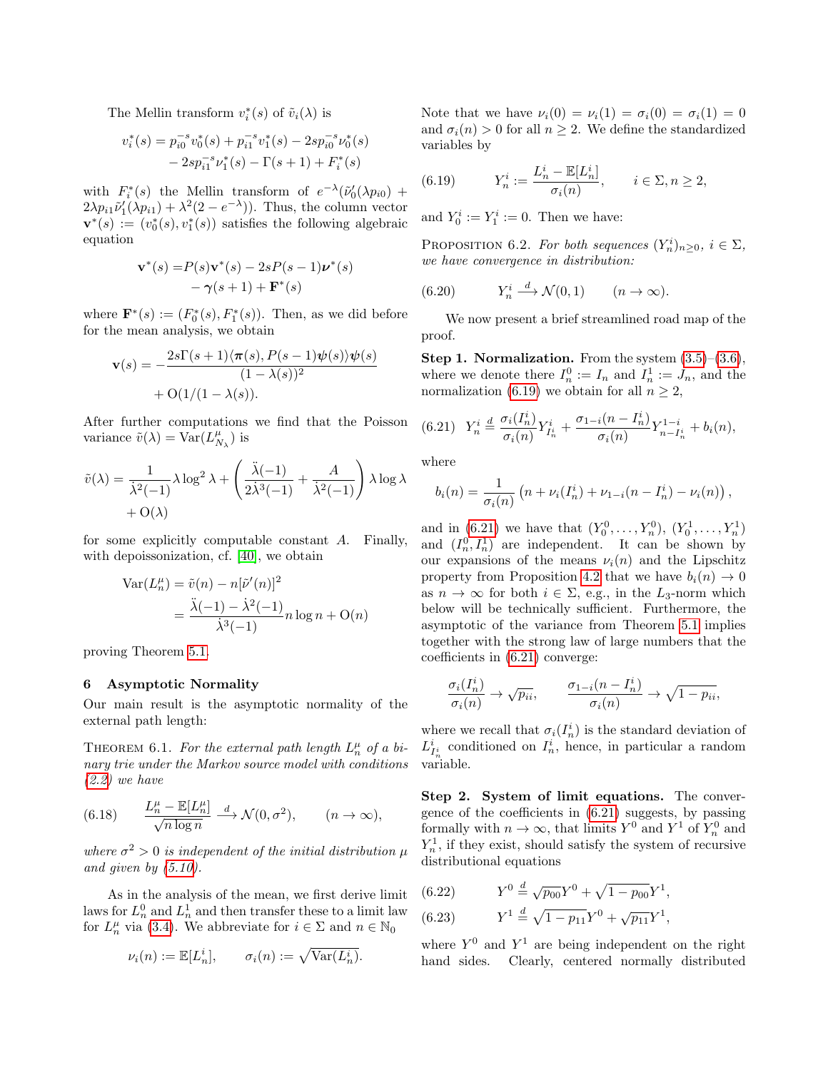The Mellin transform $v_i^*(s)$ of $\tilde{v}_i(\lambda)$ is

$$v_i^*(s) = p_{i0}^{-s} v_0^*(s) + p_{i1}^{-s} v_1^*(s) - 2sp_{i0}^{-s}\nu_0^*(s) - 2sp_{i1}^{-s}\nu_1^*(s) - \Gamma(s+1) + F_i^*(s)$$

with $F_i^*(s)$ the Mellin transform of $e^{-\lambda}(\tilde{\nu}_0'(\lambda p_{i0}) + 2\lambda p_{i1}\tilde{\nu}_1'(\lambda p_{i1}) + \lambda^2(2-e^{-\lambda}))$. Thus, the column vector $\mathbf{v}^*(s) := (v_0^*(s), v_1^*(s))$ satisfies the following algebraic equation

$$\mathbf{v}^*(s) = P(s)\mathbf{v}^*(s) - 2sP(s-1)\boldsymbol{\nu}^*(s) - \boldsymbol{\gamma}(s+1) + \mathbf{F}^*(s)$$

where $\mathbf{F}^*(s) := (F_0^*(s), F_1^*(s))$. Then, as we did before for the mean analysis, we obtain

$$\mathbf{v}(s) = -\frac{2s\Gamma(s+1)\langle \boldsymbol{\pi}(s), P(s-1)\boldsymbol{\psi}(s)\rangle \boldsymbol{\psi}(s)}{(1-\lambda(s))^2} + \mathrm{O}(1/(1-\lambda(s))).$$

After further computations we find that the Poisson variance $\tilde{v}(\lambda) = \mathrm{Var}(L^\mu_{N_\lambda})$ is

$$\tilde{v}(\lambda) = \frac{1}{\dot{\lambda}^2(-1)}\lambda \log^2\lambda + \left(\frac{\ddot{\lambda}(-1)}{2\dot{\lambda}^3(-1)} + \frac{A}{\dot{\lambda}^2(-1)}\right)\lambda\log\lambda + \mathrm{O}(\lambda)$$

for some explicitly computable constant $A$. Finally, with depoissonization, cf. [40], we obtain

$$\mathrm{Var}(L_n^\mu) = \tilde{v}(n) - n[\tilde{\nu}'(n)]^2 = \frac{\ddot{\lambda}(-1) - \dot{\lambda}^2(-1)}{\dot{\lambda}^3(-1)} n\log n + \mathrm{O}(n)$$

proving Theorem 5.1.

## 6 Asymptotic Normality

Our main result is the asymptotic normality of the external path length:

THEOREM 6.1. *For the external path length $L_n^\mu$ of a binary trie under the Markov source model with conditions (2.2) we have*

$$\frac{L_n^\mu - \mathbb{E}[L_n^\mu]}{\sqrt{n\log n}} \xrightarrow{d} \mathcal{N}(0,\sigma^2), \qquad (n\to\infty), \tag{6.18}$$

*where $\sigma^2 > 0$ is independent of the initial distribution $\mu$ and given by (5.10).*

As in the analysis of the mean, we first derive limit laws for $L_n^0$ and $L_n^1$ and then transfer these to a limit law for $L_n^\mu$ via (3.4). We abbreviate for $i\in\Sigma$ and $n\in\mathbb{N}_0$

$$\nu_i(n) := \mathbb{E}[L_n^i], \qquad \sigma_i(n) := \sqrt{\mathrm{Var}(L_n^i)}.$$

Note that we have $\nu_i(0) = \nu_i(1) = \sigma_i(0) = \sigma_i(1) = 0$ and $\sigma_i(n) > 0$ for all $n\geq 2$. We define the standardized variables by

$$Y_n^i := \frac{L_n^i - \mathbb{E}[L_n^i]}{\sigma_i(n)}, \qquad i\in\Sigma, n\geq 2, \tag{6.19}$$

and $Y_0^i := Y_1^i := 0$. Then we have:

PROPOSITION 6.2. *For both sequences $(Y_n^i)_{n\geq 0}$, $i\in\Sigma$, we have convergence in distribution:*

$$Y_n^i \xrightarrow{d} \mathcal{N}(0,1) \qquad (n\to\infty). \tag{6.20}$$

We now present a brief streamlined road map of the proof.

**Step 1. Normalization.** From the system (3.5)–(3.6), where we denote there $I_n^0 := I_n$ and $I_n^1 := J_n$, and the normalization (6.19) we obtain for all $n\geq 2$,

$$Y_n^i \stackrel{d}{=} \frac{\sigma_i(I_n^i)}{\sigma_i(n)} Y^i_{I_n^i} + \frac{\sigma_{1-i}(n-I_n^i)}{\sigma_i(n)} Y^{1-i}_{n-I_n^i} + b_i(n), \tag{6.21}$$

where

$$b_i(n) = \frac{1}{\sigma_i(n)}\left(n + \nu_i(I_n^i) + \nu_{1-i}(n-I_n^i) - \nu_i(n)\right),$$

and in (6.21) we have that $(Y_0^0,\ldots,Y_n^0)$, $(Y_0^1,\ldots,Y_n^1)$ and $(I_n^0, I_n^1)$ are independent. It can be shown by our expansions of the means $\nu_i(n)$ and the Lipschitz property from Proposition 4.2 that we have $b_i(n)\to 0$ as $n\to\infty$ for both $i\in\Sigma$, e.g., in the $L_3$-norm which below will be technically sufficient. Furthermore, the asymptotic of the variance from Theorem 5.1 implies together with the strong law of large numbers that the coefficients in (6.21) converge:

$$\frac{\sigma_i(I_n^i)}{\sigma_i(n)} \to \sqrt{p_{ii}}, \qquad \frac{\sigma_{1-i}(n-I_n^i)}{\sigma_i(n)} \to \sqrt{1-p_{ii}},$$

where we recall that $\sigma_i(I_n^i)$ is the standard deviation of $L^i_{I_n^i}$ conditioned on $I_n^i$, hence, in particular a random variable.

**Step 2. System of limit equations.** The convergence of the coefficients in (6.21) suggests, by passing formally with $n\to\infty$, that limits $Y^0$ and $Y^1$ of $Y_n^0$ and $Y_n^1$, if they exist, should satisfy the system of recursive distributional equations

$$Y^0 \stackrel{d}{=} \sqrt{p_{00}}\,Y^0 + \sqrt{1-p_{00}}\,Y^1, \tag{6.22}$$

$$Y^1 \stackrel{d}{=} \sqrt{1-p_{11}}\,Y^0 + \sqrt{p_{11}}\,Y^1, \tag{6.23}$$

where $Y^0$ and $Y^1$ are being independent on the right hand sides. Clearly, centered normally distributed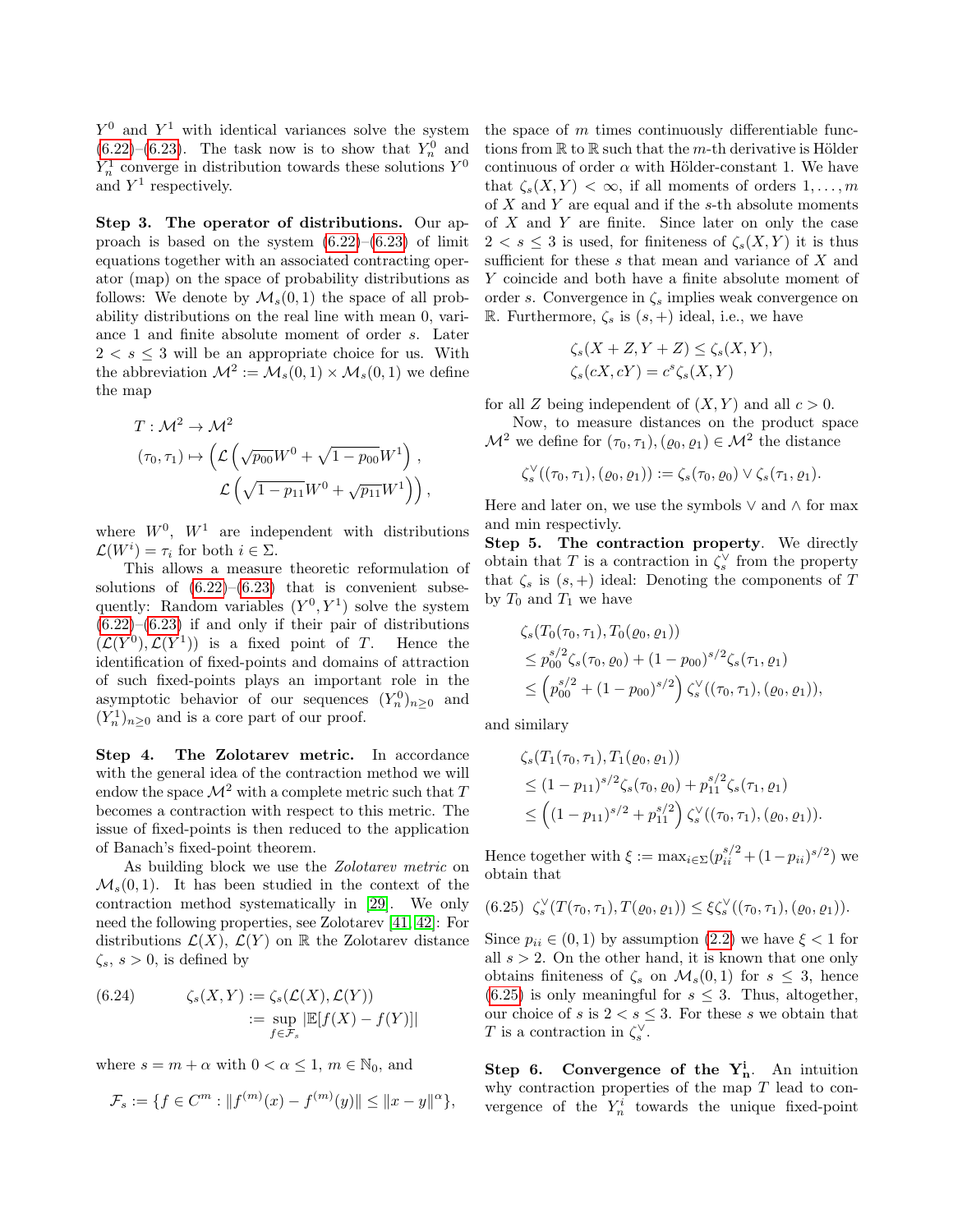$Y^0$ and $Y^1$ with identical variances solve the system (6.22)–(6.23). The task now is to show that $Y_n^0$ and $Y_n^1$ converge in distribution towards these solutions $Y^0$ and $Y^1$ respectively.

**Step 3. The operator of distributions.** Our approach is based on the system (6.22)–(6.23) of limit equations together with an associated contracting operator (map) on the space of probability distributions as follows: We denote by $\mathcal{M}_s(0,1)$ the space of all probability distributions on the real line with mean 0, variance 1 and finite absolute moment of order $s$. Later $2 < s \leq 3$ will be an appropriate choice for us. With the abbreviation $\mathcal{M}^2 := \mathcal{M}_s(0,1) \times \mathcal{M}_s(0,1)$ we define the map

$$
\begin{aligned}
&T : \mathcal{M}^2 \to \mathcal{M}^2 \\
&(\tau_0, \tau_1) \mapsto \Big( \mathcal{L}\left(\sqrt{p_{00}}W^0 + \sqrt{1-p_{00}}W^1\right), \\
&\qquad\qquad \mathcal{L}\left(\sqrt{1-p_{11}}W^0 + \sqrt{p_{11}}W^1\right)\Big),
\end{aligned}
$$

where $W^0$, $W^1$ are independent with distributions $\mathcal{L}(W^i) = \tau_i$ for both $i \in \Sigma$.

This allows a measure theoretic reformulation of solutions of (6.22)–(6.23) that is convenient subsequently: Random variables $(Y^0, Y^1)$ solve the system (6.22)–(6.23) if and only if their pair of distributions $(\mathcal{L}(Y^0), \mathcal{L}(Y^1))$ is a fixed point of $T$. Hence the identification of fixed-points and domains of attraction of such fixed-points plays an important role in the asymptotic behavior of our sequences $(Y_n^0)_{n\geq 0}$ and $(Y_n^1)_{n\geq 0}$ and is a core part of our proof.

**Step 4. The Zolotarev metric.** In accordance with the general idea of the contraction method we will endow the space $\mathcal{M}^2$ with a complete metric such that $T$ becomes a contraction with respect to this metric. The issue of fixed-points is then reduced to the application of Banach's fixed-point theorem.

As building block we use the *Zolotarev metric* on $\mathcal{M}_s(0,1)$. It has been studied in the context of the contraction method systematically in [29]. We only need the following properties, see Zolotarev [41, 42]: For distributions $\mathcal{L}(X)$, $\mathcal{L}(Y)$ on $\mathbb{R}$ the Zolotarev distance $\zeta_s$, $s > 0$, is defined by

$$
\begin{aligned}
\zeta_s(X,Y) &:= \zeta_s(\mathcal{L}(X), \mathcal{L}(Y)) \\
&:= \sup_{f \in \mathcal{F}_s} |\mathbb{E}[f(X) - f(Y)]|
\end{aligned}
\tag{6.24}
$$

where $s = m + \alpha$ with $0 < \alpha \leq 1$, $m \in \mathbb{N}_0$, and

$$
\mathcal{F}_s := \{ f \in C^m : \|f^{(m)}(x) - f^{(m)}(y)\| \leq \|x - y\|^\alpha \},
$$

the space of $m$ times continuously differentiable functions from $\mathbb{R}$ to $\mathbb{R}$ such that the $m$-th derivative is Hölder continuous of order $\alpha$ with Hölder-constant 1. We have that $\zeta_s(X,Y) < \infty$, if all moments of orders $1, \dots, m$ of $X$ and $Y$ are equal and if the $s$-th absolute moments of $X$ and $Y$ are finite. Since later on only the case $2 < s \leq 3$ is used, for finiteness of $\zeta_s(X,Y)$ it is thus sufficient for these $s$ that mean and variance of $X$ and $Y$ coincide and both have a finite absolute moment of order $s$. Convergence in $\zeta_s$ implies weak convergence on $\mathbb{R}$. Furthermore, $\zeta_s$ is $(s,+)$ ideal, i.e., we have

$$
\begin{aligned}
\zeta_s(X + Z, Y + Z) &\leq \zeta_s(X,Y), \\
\zeta_s(cX, cY) &= c^s \zeta_s(X,Y)
\end{aligned}
$$

for all $Z$ being independent of $(X,Y)$ and all $c > 0$.

Now, to measure distances on the product space $\mathcal{M}^2$ we define for $(\tau_0,\tau_1), (\varrho_0, \varrho_1) \in \mathcal{M}^2$ the distance

$$
\zeta_s^\vee((\tau_0,\tau_1),(\varrho_0,\varrho_1)) := \zeta_s(\tau_0,\varrho_0) \vee \zeta_s(\tau_1,\varrho_1).
$$

Here and later on, we use the symbols $\vee$ and $\wedge$ for max and min respectivly.

**Step 5. The contraction property**. We directly obtain that $T$ is a contraction in $\zeta_s^\vee$ from the property that $\zeta_s$ is $(s,+)$ ideal: Denoting the components of $T$ by $T_0$ and $T_1$ we have

$$
\begin{aligned}
&\zeta_s(T_0(\tau_0,\tau_1), T_0(\varrho_0,\varrho_1)) \\
&\leq p_{00}^{s/2}\zeta_s(\tau_0,\varrho_0) + (1-p_{00})^{s/2}\zeta_s(\tau_1,\varrho_1) \\
&\leq \left(p_{00}^{s/2} + (1-p_{00})^{s/2}\right)\zeta_s^\vee((\tau_0,\tau_1),(\varrho_0,\varrho_1)),
\end{aligned}
$$

and similary

$$
\begin{aligned}
&\zeta_s(T_1(\tau_0,\tau_1), T_1(\varrho_0,\varrho_1)) \\
&\leq (1-p_{11})^{s/2}\zeta_s(\tau_0,\varrho_0) + p_{11}^{s/2}\zeta_s(\tau_1,\varrho_1) \\
&\leq \left((1-p_{11})^{s/2} + p_{11}^{s/2}\right)\zeta_s^\vee((\tau_0,\tau_1),(\varrho_0,\varrho_1)).
\end{aligned}
$$

Hence together with $\xi := \max_{i\in\Sigma}(p_{ii}^{s/2} + (1-p_{ii})^{s/2})$ we obtain that

$$
\zeta_s^\vee(T(\tau_0,\tau_1), T(\varrho_0,\varrho_1)) \leq \xi \zeta_s^\vee((\tau_0,\tau_1),(\varrho_0,\varrho_1)).
\tag{6.25}
$$

Since $p_{ii} \in (0,1)$ by assumption (2.2) we have $\xi < 1$ for all $s > 2$. On the other hand, it is known that one only obtains finiteness of $\zeta_s$ on $\mathcal{M}_s(0,1)$ for $s \leq 3$, hence (6.25) is only meaningful for $s \leq 3$. Thus, altogether, our choice of $s$ is $2 < s \leq 3$. For these $s$ we obtain that $T$ is a contraction in $\zeta_s^\vee$.

**Step 6. Convergence of the $\mathbf{Y_n^i}$.** An intuition why contraction properties of the map $T$ lead to convergence of the $Y_n^i$ towards the unique fixed-point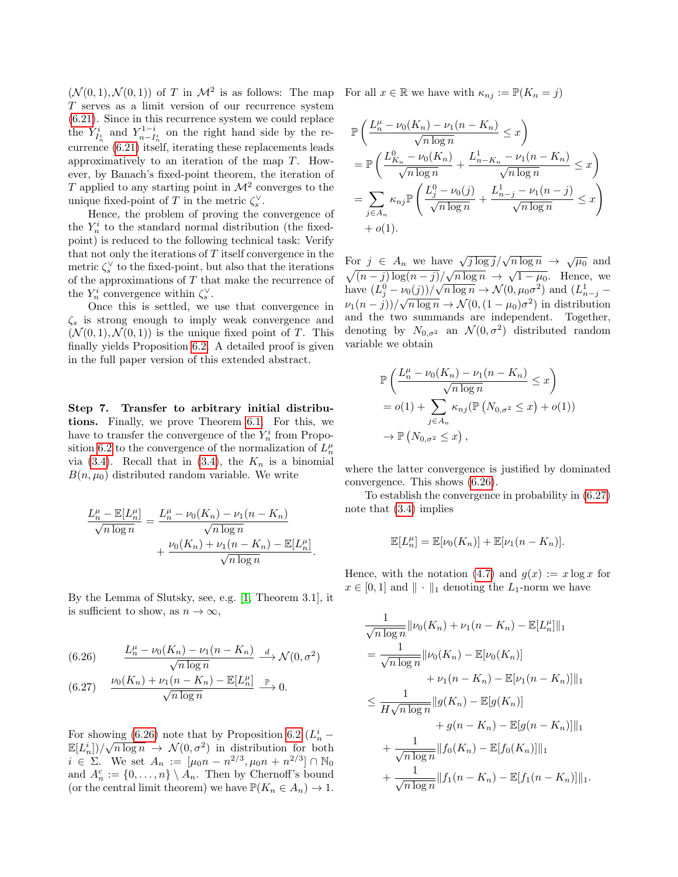$(\mathcal{N}(0,1), \mathcal{N}(0,1))$ of $T$ in $\mathcal{M}^2$ is as follows: The map $T$ serves as a limit version of our recurrence system (6.21). Since in this recurrence system we could replace the $Y^i_{I^i_n}$ and $Y^{1-i}_{n-I^i_n}$ on the right hand side by the recurrence (6.21) itself, iterating these replacements leads approximatively to an iteration of the map $T$. However, by Banach's fixed-point theorem, the iteration of $T$ applied to any starting point in $\mathcal{M}^2$ converges to the unique fixed-point of $T$ in the metric $\zeta_s^\vee$.

Hence, the problem of proving the convergence of the $Y^i_n$ to the standard normal distribution (the fixed-point) is reduced to the following technical task: Verify that not only the iterations of $T$ itself convergence in the metric $\zeta_s^\vee$ to the fixed-point, but also that the iterations of the approximations of $T$ that make the recurrence of the $Y^i_n$ convergence within $\zeta_s^\vee$.

Once this is settled, we use that convergence in $\zeta_s$ is strong enough to imply weak convergence and $(\mathcal{N}(0,1), \mathcal{N}(0,1))$ is the unique fixed point of $T$. This finally yields Proposition 6.2. A detailed proof is given in the full paper version of this extended abstract.

**Step 7. Transfer to arbitrary initial distributions.** Finally, we prove Theorem 6.1. For this, we have to transfer the convergence of the $Y^i_n$ from Proposition 6.2 to the convergence of the normalization of $L^\mu_n$ via (3.4). Recall that in (3.4), the $K_n$ is a binomial $B(n, \mu_0)$ distributed random variable. We write

$$\frac{L^\mu_n - \mathbb{E}[L^\mu_n]}{\sqrt{n \log n}} = \frac{L^\mu_n - \nu_0(K_n) - \nu_1(n-K_n)}{\sqrt{n \log n}} + \frac{\nu_0(K_n) + \nu_1(n-K_n) - \mathbb{E}[L^\mu_n]}{\sqrt{n \log n}}.$$

By the Lemma of Slutsky, see, e.g. [1, Theorem 3.1], it is sufficient to show, as $n \to \infty$,

$$\frac{L^\mu_n - \nu_0(K_n) - \nu_1(n-K_n)}{\sqrt{n \log n}} \xrightarrow{d} \mathcal{N}(0, \sigma^2) \tag{6.26}$$

$$\frac{\nu_0(K_n) + \nu_1(n-K_n) - \mathbb{E}[L^\mu_n]}{\sqrt{n \log n}} \xrightarrow{\mathbb{P}} 0. \tag{6.27}$$

For showing (6.26) note that by Proposition 6.2 $(L^i_n - \mathbb{E}[L^i_n])/\sqrt{n \log n} \to \mathcal{N}(0, \sigma^2)$ in distribution for both $i \in \Sigma$. We set $A_n := [\mu_0 n - n^{2/3}, \mu_0 n + n^{2/3}] \cap \mathbb{N}_0$ and $A_n^c := \{0, \ldots, n\} \setminus A_n$. Then by Chernoff's bound (or the central limit theorem) we have $\mathbb{P}(K_n \in A_n) \to 1$. For all $x \in \mathbb{R}$ we have with $\kappa_{nj} := \mathbb{P}(K_n = j)$

$$\begin{aligned}
&\mathbb{P}\left(\frac{L^\mu_n - \nu_0(K_n) - \nu_1(n-K_n)}{\sqrt{n \log n}} \le x\right) \\
&= \mathbb{P}\left(\frac{L^0_{K_n} - \nu_0(K_n)}{\sqrt{n \log n}} + \frac{L^1_{n-K_n} - \nu_1(n-K_n)}{\sqrt{n \log n}} \le x\right) \\
&= \sum_{j \in A_n} \kappa_{nj} \mathbb{P}\left(\frac{L^0_j - \nu_0(j)}{\sqrt{n \log n}} + \frac{L^1_{n-j} - \nu_1(n-j)}{\sqrt{n \log n}} \le x\right) \\
&\quad + o(1).
\end{aligned}$$

For $j \in A_n$ we have $\sqrt{j \log j}/\sqrt{n \log n} \to \sqrt{\mu_0}$ and $\sqrt{(n-j)\log(n-j)}/\sqrt{n \log n} \to \sqrt{1-\mu_0}$. Hence, we have $(L^0_j - \nu_0(j))/\sqrt{n \log n} \to \mathcal{N}(0, \mu_0 \sigma^2)$ and $(L^1_{n-j} - \nu_1(n-j))/\sqrt{n \log n} \to \mathcal{N}(0, (1-\mu_0)\sigma^2)$ in distribution and the two summands are independent. Together, denoting by $N_{0,\sigma^2}$ an $\mathcal{N}(0, \sigma^2)$ distributed random variable we obtain

$$\begin{aligned}
&\mathbb{P}\left(\frac{L^\mu_n - \nu_0(K_n) - \nu_1(n-K_n)}{\sqrt{n \log n}} \le x\right) \\
&= o(1) + \sum_{j \in A_n} \kappa_{nj} (\mathbb{P}\left(N_{0,\sigma^2} \le x\right) + o(1)) \\
&\to \mathbb{P}\left(N_{0,\sigma^2} \le x\right),
\end{aligned}$$

where the latter convergence is justified by dominated convergence. This shows (6.26).

To establish the convergence in probability in (6.27) note that (3.4) implies

$$\mathbb{E}[L^\mu_n] = \mathbb{E}[\nu_0(K_n)] + \mathbb{E}[\nu_1(n-K_n)].$$

Hence, with the notation (4.7) and $g(x) := x \log x$ for $x \in [0,1]$ and $\|\cdot\|_1$ denoting the $L_1$-norm we have

$$\begin{aligned}
&\frac{1}{\sqrt{n \log n}} \|\nu_0(K_n) + \nu_1(n-K_n) - \mathbb{E}[L^\mu_n]\|_1 \\
&= \frac{1}{\sqrt{n \log n}} \|\nu_0(K_n) - \mathbb{E}[\nu_0(K_n)] \\
&\qquad\qquad + \nu_1(n-K_n) - \mathbb{E}[\nu_1(n-K_n)]\|_1 \\
&\le \frac{1}{H\sqrt{n \log n}} \|g(K_n) - \mathbb{E}[g(K_n)] \\
&\qquad\qquad + g(n-K_n) - \mathbb{E}[g(n-K_n)]\|_1 \\
&\quad + \frac{1}{\sqrt{n \log n}} \|f_0(K_n) - \mathbb{E}[f_0(K_n)]\|_1 \\
&\quad + \frac{1}{\sqrt{n \log n}} \|f_1(n-K_n) - \mathbb{E}[f_1(n-K_n)]\|_1.
\end{aligned}$$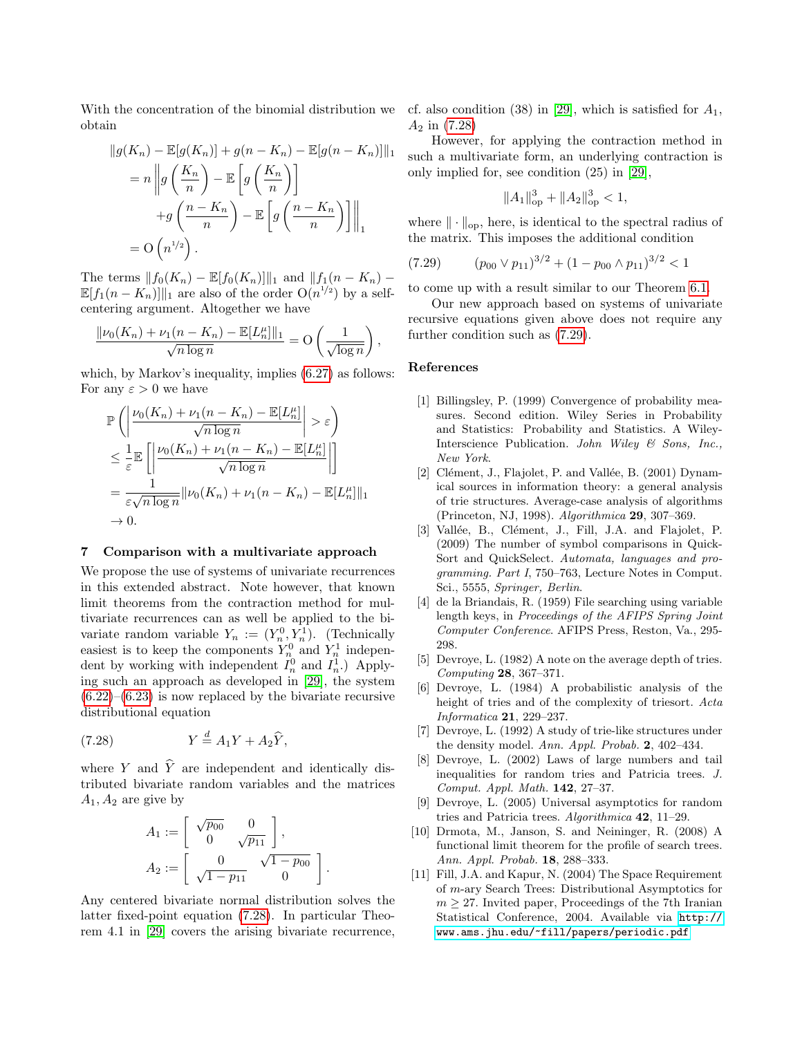With the concentration of the binomial distribution we obtain

$$\begin{aligned}
&\|g(K_n) - \mathbb{E}[g(K_n)] + g(n-K_n) - \mathbb{E}[g(n-K_n)]\|_1 \\
&\quad = n \left\| g\left(\frac{K_n}{n}\right) - \mathbb{E}\left[g\left(\frac{K_n}{n}\right)\right] \right. \\
&\qquad \left. + g\left(\frac{n-K_n}{n}\right) - \mathbb{E}\left[g\left(\frac{n-K_n}{n}\right)\right] \right\|_1 \\
&\quad = \mathrm{O}\left(n^{1/2}\right).
\end{aligned}$$

The terms $\|f_0(K_n) - \mathbb{E}[f_0(K_n)]\|_1$ and $\|f_1(n-K_n) - \mathbb{E}[f_1(n-K_n)]\|_1$ are also of the order $\mathrm{O}(n^{1/2})$ by a self-centering argument. Altogether we have

$$\frac{\|\nu_0(K_n) + \nu_1(n-K_n) - \mathbb{E}[L_n^\mu]\|_1}{\sqrt{n \log n}} = \mathrm{O}\left(\frac{1}{\sqrt{\log n}}\right),$$

which, by Markov's inequality, implies (6.27) as follows: For any $\varepsilon > 0$ we have

$$\begin{aligned}
&\mathbb{P}\left(\left|\frac{\nu_0(K_n) + \nu_1(n-K_n) - \mathbb{E}[L_n^\mu]}{\sqrt{n\log n}}\right| > \varepsilon\right) \\
&\leq \frac{1}{\varepsilon}\mathbb{E}\left[\left|\frac{\nu_0(K_n) + \nu_1(n-K_n) - \mathbb{E}[L_n^\mu]}{\sqrt{n\log n}}\right|\right] \\
&= \frac{1}{\varepsilon\sqrt{n\log n}}\|\nu_0(K_n) + \nu_1(n-K_n) - \mathbb{E}[L_n^\mu]\|_1 \\
&\to 0.
\end{aligned}$$

## 7 Comparison with a multivariate approach

We propose the use of systems of univariate recurrences in this extended abstract. Note however, that known limit theorems from the contraction method for multivariate recurrences can as well be applied to the bivariate random variable $Y_n := (Y_n^0, Y_n^1)$. (Technically easiest is to keep the components $Y_n^0$ and $Y_n^1$ independent by working with independent $I_n^0$ and $I_n^1$.) Applying such an approach as developed in [29], the system (6.22)–(6.23) is now replaced by the bivariate recursive distributional equation

$$Y \stackrel{d}{=} A_1 Y + A_2 \widehat{Y}, \qquad (7.28)$$

where $Y$ and $\widehat{Y}$ are independent and identically distributed bivariate random variables and the matrices $A_1, A_2$ are give by

$$A_1 := \begin{bmatrix} \sqrt{p_{00}} & 0 \\ 0 & \sqrt{p_{11}} \end{bmatrix},$$
$$A_2 := \begin{bmatrix} 0 & \sqrt{1-p_{00}} \\ \sqrt{1-p_{11}} & 0 \end{bmatrix}.$$

Any centered bivariate normal distribution solves the latter fixed-point equation (7.28). In particular Theorem 4.1 in [29] covers the arising bivariate recurrence, cf. also condition (38) in [29], which is satisfied for $A_1$, $A_2$ in (7.28)

However, for applying the contraction method in such a multivariate form, an underlying contraction is only implied for, see condition (25) in [29],

$$\|A_1\|_{\mathrm{op}}^3 + \|A_2\|_{\mathrm{op}}^3 < 1,$$

where $\|\cdot\|_{\mathrm{op}}$, here, is identical to the spectral radius of the matrix. This imposes the additional condition

$$(p_{00} \vee p_{11})^{3/2} + (1 - p_{00} \wedge p_{11})^{3/2} < 1 \qquad (7.29)$$

to come up with a result similar to our Theorem 6.1.

Our new approach based on systems of univariate recursive equations given above does not require any further condition such as (7.29).

## References

[1] Billingsley, P. (1999) Convergence of probability measures. Second edition. Wiley Series in Probability and Statistics: Probability and Statistics. A Wiley-Interscience Publication. *John Wiley & Sons, Inc., New York*.

[2] Clément, J., Flajolet, P. and Vallée, B. (2001) Dynamical sources in information theory: a general analysis of trie structures. Average-case analysis of algorithms (Princeton, NJ, 1998). *Algorithmica* **29**, 307–369.

[3] Vallée, B., Clément, J., Fill, J.A. and Flajolet, P. (2009) The number of symbol comparisons in QuickSort and QuickSelect. *Automata, languages and programming. Part I*, 750–763, Lecture Notes in Comput. Sci., 5555, *Springer, Berlin*.

[4] de la Briandais, R. (1959) File searching using variable length keys, in *Proceedings of the AFIPS Spring Joint Computer Conference*. AFIPS Press, Reston, Va., 295-298.

[5] Devroye, L. (1982) A note on the average depth of tries. *Computing* **28**, 367–371.

[6] Devroye, L. (1984) A probabilistic analysis of the height of tries and of the complexity of triesort. *Acta Informatica* **21**, 229–237.

[7] Devroye, L. (1992) A study of trie-like structures under the density model. *Ann. Appl. Probab.* **2**, 402–434.

[8] Devroye, L. (2002) Laws of large numbers and tail inequalities for random tries and Patricia trees. *J. Comput. Appl. Math.* **142**, 27–37.

[9] Devroye, L. (2005) Universal asymptotics for random tries and Patricia trees. *Algorithmica* **42**, 11–29.

[10] Drmota, M., Janson, S. and Neininger, R. (2008) A functional limit theorem for the profile of search trees. *Ann. Appl. Probab.* **18**, 288–333.

[11] Fill, J.A. and Kapur, N. (2004) The Space Requirement of $m$-ary Search Trees: Distributional Asymptotics for $m \geq 27$. Invited paper, Proceedings of the 7th Iranian Statistical Conference, 2004. Available via http://www.ams.jhu.edu/~fill/papers/periodic.pdf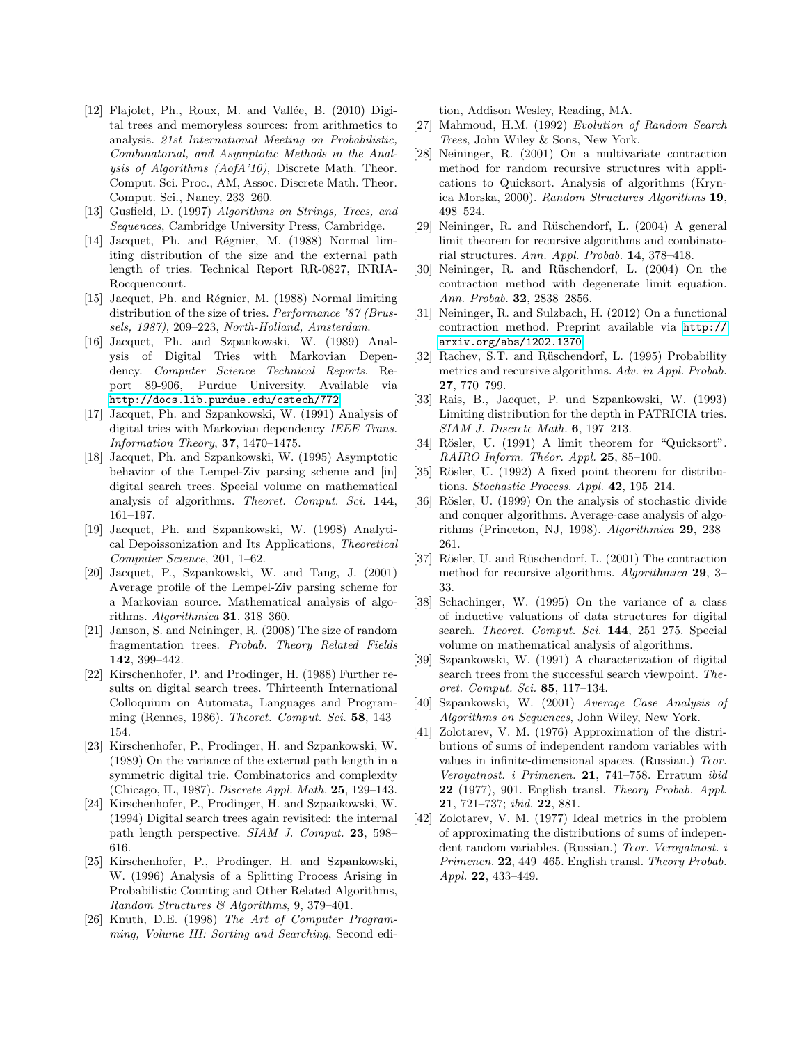[12] Flajolet, Ph., Roux, M. and Vallée, B. (2010) Digital trees and memoryless sources: from arithmetics to analysis. *21st International Meeting on Probabilistic, Combinatorial, and Asymptotic Methods in the Analysis of Algorithms (AofA'10)*, Discrete Math. Theor. Comput. Sci. Proc., AM, Assoc. Discrete Math. Theor. Comput. Sci., Nancy, 233–260.

[13] Gusfield, D. (1997) *Algorithms on Strings, Trees, and Sequences*, Cambridge University Press, Cambridge.

[14] Jacquet, Ph. and Régnier, M. (1988) Normal limiting distribution of the size and the external path length of tries. Technical Report RR-0827, INRIA-Rocquencourt.

[15] Jacquet, Ph. and Régnier, M. (1988) Normal limiting distribution of the size of tries. *Performance '87 (Brussels, 1987)*, 209–223, *North-Holland, Amsterdam*.

[16] Jacquet, Ph. and Szpankowski, W. (1989) Analysis of Digital Tries with Markovian Dependency. *Computer Science Technical Reports.* Report 89-906, Purdue University. Available via http://docs.lib.purdue.edu/cstech/772

[17] Jacquet, Ph. and Szpankowski, W. (1991) Analysis of digital tries with Markovian dependency *IEEE Trans. Information Theory*, **37**, 1470–1475.

[18] Jacquet, Ph. and Szpankowski, W. (1995) Asymptotic behavior of the Lempel-Ziv parsing scheme and [in] digital search trees. Special volume on mathematical analysis of algorithms. *Theoret. Comput. Sci.* **144**, 161–197.

[19] Jacquet, Ph. and Szpankowski, W. (1998) Analytical Depoissonization and Its Applications, *Theoretical Computer Science*, 201, 1–62.

[20] Jacquet, P., Szpankowski, W. and Tang, J. (2001) Average profile of the Lempel-Ziv parsing scheme for a Markovian source. Mathematical analysis of algorithms. *Algorithmica* **31**, 318–360.

[21] Janson, S. and Neininger, R. (2008) The size of random fragmentation trees. *Probab. Theory Related Fields* **142**, 399–442.

[22] Kirschenhofer, P. and Prodinger, H. (1988) Further results on digital search trees. Thirteenth International Colloquium on Automata, Languages and Programming (Rennes, 1986). *Theoret. Comput. Sci.* **58**, 143–154.

[23] Kirschenhofer, P., Prodinger, H. and Szpankowski, W. (1989) On the variance of the external path length in a symmetric digital trie. Combinatorics and complexity (Chicago, IL, 1987). *Discrete Appl. Math.* **25**, 129–143.

[24] Kirschenhofer, P., Prodinger, H. and Szpankowski, W. (1994) Digital search trees again revisited: the internal path length perspective. *SIAM J. Comput.* **23**, 598–616.

[25] Kirschenhofer, P., Prodinger, H. and Szpankowski, W. (1996) Analysis of a Splitting Process Arising in Probabilistic Counting and Other Related Algorithms, *Random Structures & Algorithms*, 9, 379–401.

[26] Knuth, D.E. (1998) *The Art of Computer Programming, Volume III: Sorting and Searching*, Second edition, Addison Wesley, Reading, MA.

[27] Mahmoud, H.M. (1992) *Evolution of Random Search Trees*, John Wiley & Sons, New York.

[28] Neininger, R. (2001) On a multivariate contraction method for random recursive structures with applications to Quicksort. Analysis of algorithms (Krynica Morska, 2000). *Random Structures Algorithms* **19**, 498–524.

[29] Neininger, R. and Rüschendorf, L. (2004) A general limit theorem for recursive algorithms and combinatorial structures. *Ann. Appl. Probab.* **14**, 378–418.

[30] Neininger, R. and Rüschendorf, L. (2004) On the contraction method with degenerate limit equation. *Ann. Probab.* **32**, 2838–2856.

[31] Neininger, R. and Sulzbach, H. (2012) On a functional contraction method. Preprint available via http://arxiv.org/abs/1202.1370

[32] Rachev, S.T. and Rüschendorf, L. (1995) Probability metrics and recursive algorithms. *Adv. in Appl. Probab.* **27**, 770–799.

[33] Rais, B., Jacquet, P. und Szpankowski, W. (1993) Limiting distribution for the depth in PATRICIA tries. *SIAM J. Discrete Math.* **6**, 197–213.

[34] Rösler, U. (1991) A limit theorem for "Quicksort". *RAIRO Inform. Théor. Appl.* **25**, 85–100.

[35] Rösler, U. (1992) A fixed point theorem for distributions. *Stochastic Process. Appl.* **42**, 195–214.

[36] Rösler, U. (1999) On the analysis of stochastic divide and conquer algorithms. Average-case analysis of algorithms (Princeton, NJ, 1998). *Algorithmica* **29**, 238–261.

[37] Rösler, U. and Rüschendorf, L. (2001) The contraction method for recursive algorithms. *Algorithmica* **29**, 3–33.

[38] Schachinger, W. (1995) On the variance of a class of inductive valuations of data structures for digital search. *Theoret. Comput. Sci.* **144**, 251–275. Special volume on mathematical analysis of algorithms.

[39] Szpankowski, W. (1991) A characterization of digital search trees from the successful search viewpoint. *Theoret. Comput. Sci.* **85**, 117–134.

[40] Szpankowski, W. (2001) *Average Case Analysis of Algorithms on Sequences*, John Wiley, New York.

[41] Zolotarev, V. M. (1976) Approximation of the distributions of sums of independent random variables with values in infinite-dimensional spaces. (Russian.) *Teor. Veroyatnost. i Primenen.* **21**, 741–758. Erratum *ibid* **22** (1977), 901. English transl. *Theory Probab. Appl.* **21**, 721–737; *ibid.* **22**, 881.

[42] Zolotarev, V. M. (1977) Ideal metrics in the problem of approximating the distributions of sums of independent random variables. (Russian.) *Teor. Veroyatnost. i Primenen.* **22**, 449–465. English transl. *Theory Probab. Appl.* **22**, 433–449.